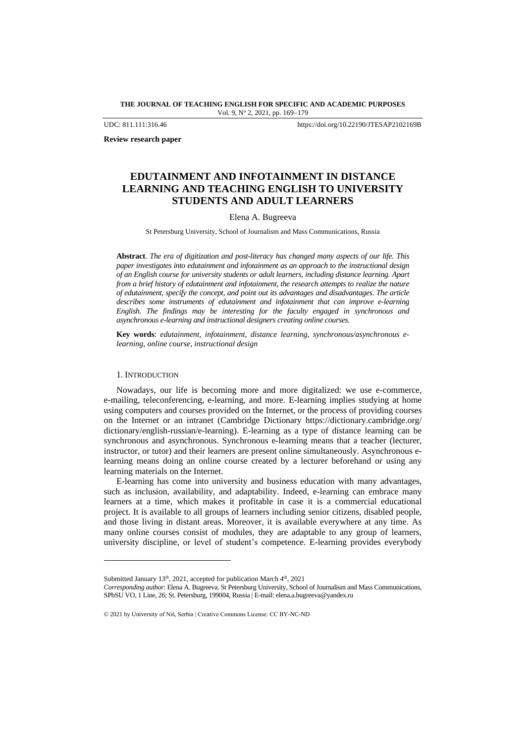**THE JOURNAL OF TEACHING ENGLISH FOR SPECIFIC AND ACADEMIC PURPOSES**
Vol. 9, Nº 2, 2021, pp. 169–179

UDC: 811.111:316.46 https://doi.org/10.22190/JTESAP2102169B

**Review research paper**

# EDUTAINMENT AND INFOTAINMENT IN DISTANCE LEARNING AND TEACHING ENGLISH TO UNIVERSITY STUDENTS AND ADULT LEARNERS

Elena A. Bugreeva

St Petersburg University, School of Journalism and Mass Communications, Russia

**Abstract**. *The era of digitization and post-literacy has changed many aspects of our life. This paper investigates into edutainment and infotainment as an approach to the instructional design of an English course for university students or adult learners, including distance learning. Apart from a brief history of edutainment and infotainment, the research attempts to realize the nature of edutainment, specify the concept, and point out its advantages and disadvantages. The article describes some instruments of edutainment and infotainment that can improve e-learning English. The findings may be interesting for the faculty engaged in synchronous and asynchronous e-learning and instructional designers creating online courses.*

**Key words**: *edutainment, infotainment, distance learning, synchronous/asynchronous e-learning, online course, instructional design*

## 1. Introduction

Nowadays, our life is becoming more and more digitalized: we use e-commerce, e-mailing, teleconferencing, e-learning, and more. E-learning implies studying at home using computers and courses provided on the Internet, or the process of providing courses on the Internet or an intranet (Cambridge Dictionary https://dictionary.cambridge.org/dictionary/english-russian/e-learning). E-learning as a type of distance learning can be synchronous and asynchronous. Synchronous e-learning means that a teacher (lecturer, instructor, or tutor) and their learners are present online simultaneously. Asynchronous e-learning means doing an online course created by a lecturer beforehand or using any learning materials on the Internet.

E-learning has come into university and business education with many advantages, such as inclusion, availability, and adaptability. Indeed, e-learning can embrace many learners at a time, which makes it profitable in case it is a commercial educational project. It is available to all groups of learners including senior citizens, disabled people, and those living in distant areas. Moreover, it is available everywhere at any time. As many online courses consist of modules, they are adaptable to any group of learners, university discipline, or level of student's competence. E-learning provides everybody

---

Submitted January 13th, 2021, accepted for publication March 4th, 2021

*Corresponding author*: Elena A. Bugreeva. St Petersburg University, School of Journalism and Mass Communications, SPbSU VO, 1 Line, 26; St. Petersburg, 199004, Russia | E-mail: elena.a.bugreeva@yandex.ru

© 2021 by University of Niš, Serbia | Creative Commons License: CC BY-NC-ND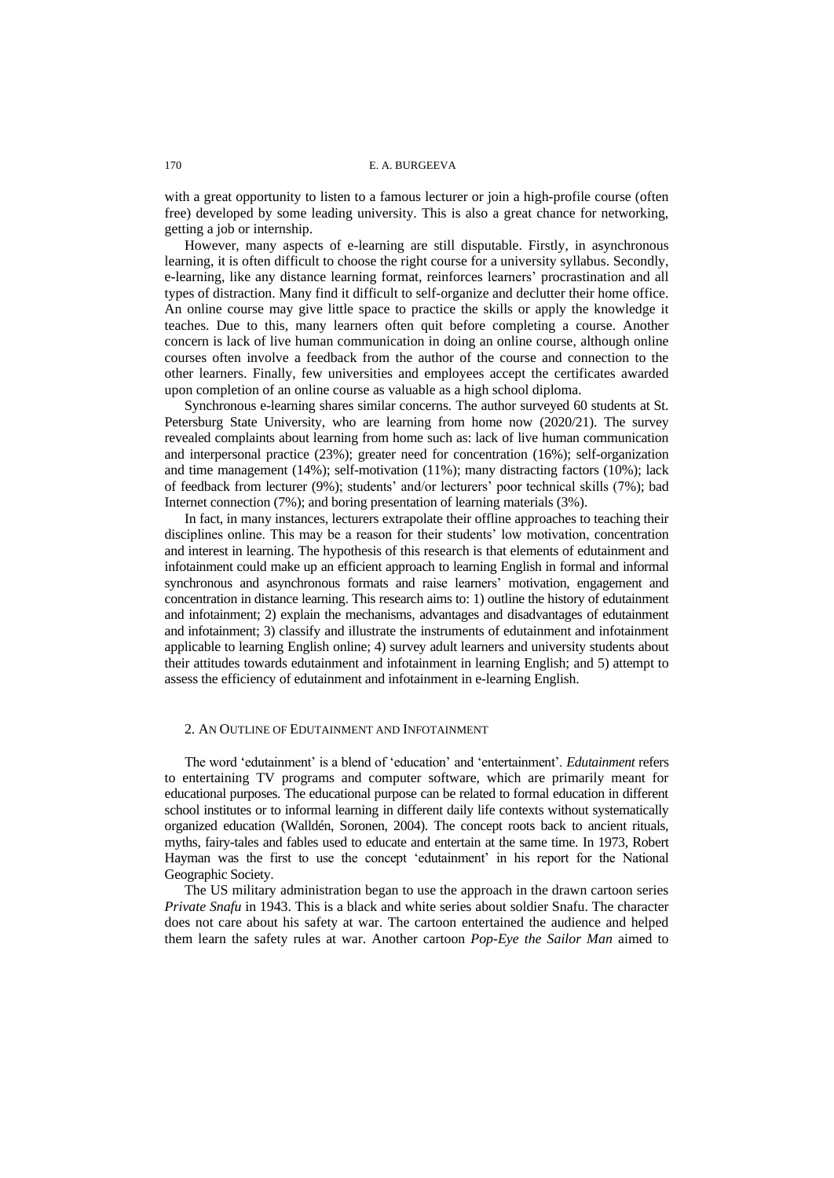with a great opportunity to listen to a famous lecturer or join a high-profile course (often free) developed by some leading university. This is also a great chance for networking, getting a job or internship.

However, many aspects of e-learning are still disputable. Firstly, in asynchronous learning, it is often difficult to choose the right course for a university syllabus. Secondly, e-learning, like any distance learning format, reinforces learners' procrastination and all types of distraction. Many find it difficult to self-organize and declutter their home office. An online course may give little space to practice the skills or apply the knowledge it teaches. Due to this, many learners often quit before completing a course. Another concern is lack of live human communication in doing an online course, although online courses often involve a feedback from the author of the course and connection to the other learners. Finally, few universities and employees accept the certificates awarded upon completion of an online course as valuable as a high school diploma.

Synchronous e-learning shares similar concerns. The author surveyed 60 students at St. Petersburg State University, who are learning from home now (2020/21). The survey revealed complaints about learning from home such as: lack of live human communication and interpersonal practice (23%); greater need for concentration (16%); self-organization and time management (14%); self-motivation (11%); many distracting factors (10%); lack of feedback from lecturer (9%); students' and/or lecturers' poor technical skills (7%); bad Internet connection (7%); and boring presentation of learning materials (3%).

In fact, in many instances, lecturers extrapolate their offline approaches to teaching their disciplines online. This may be a reason for their students' low motivation, concentration and interest in learning. The hypothesis of this research is that elements of edutainment and infotainment could make up an efficient approach to learning English in formal and informal synchronous and asynchronous formats and raise learners' motivation, engagement and concentration in distance learning. This research aims to: 1) outline the history of edutainment and infotainment; 2) explain the mechanisms, advantages and disadvantages of edutainment and infotainment; 3) classify and illustrate the instruments of edutainment and infotainment applicable to learning English online; 4) survey adult learners and university students about their attitudes towards edutainment and infotainment in learning English; and 5) attempt to assess the efficiency of edutainment and infotainment in e-learning English.

## 2. An Outline of Edutainment and Infotainment

The word 'edutainment' is a blend of 'education' and 'entertainment'. *Edutainment* refers to entertaining TV programs and computer software, which are primarily meant for educational purposes. The educational purpose can be related to formal education in different school institutes or to informal learning in different daily life contexts without systematically organized education (Walldén, Soronen, 2004). The concept roots back to ancient rituals, myths, fairy-tales and fables used to educate and entertain at the same time. In 1973, Robert Hayman was the first to use the concept 'edutainment' in his report for the National Geographic Society.

The US military administration began to use the approach in the drawn cartoon series *Private Snafu* in 1943. This is a black and white series about soldier Snafu. The character does not care about his safety at war. The cartoon entertained the audience and helped them learn the safety rules at war. Another cartoon *Pop-Eye the Sailor Man* aimed to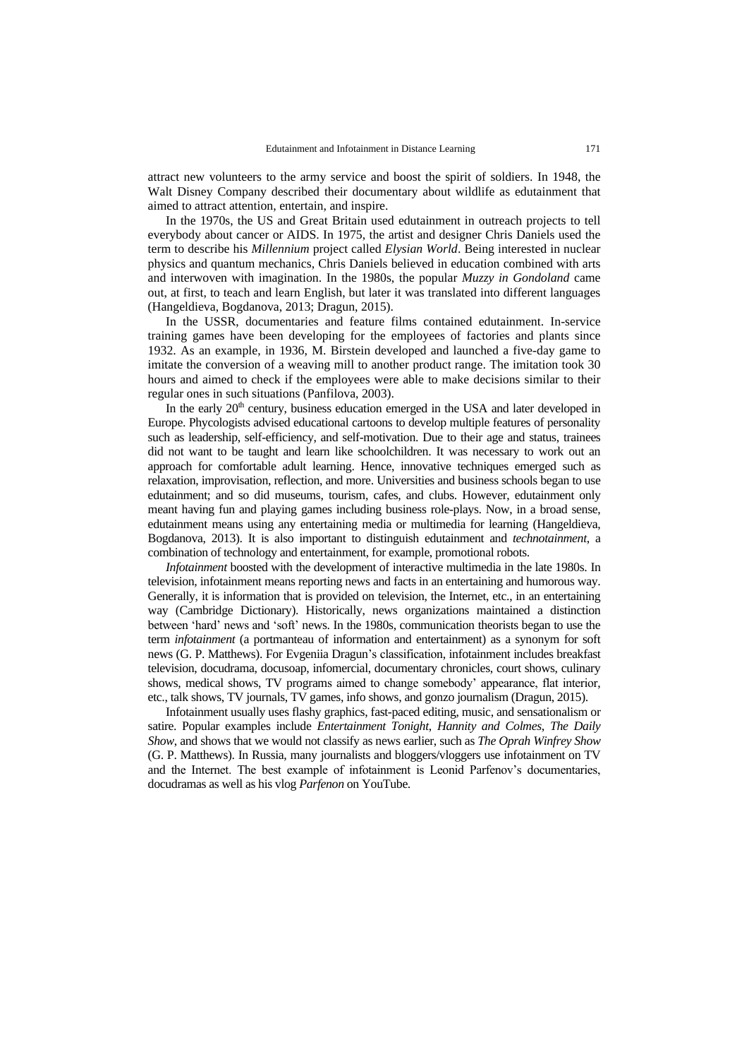attract new volunteers to the army service and boost the spirit of soldiers. In 1948, the Walt Disney Company described their documentary about wildlife as edutainment that aimed to attract attention, entertain, and inspire.

In the 1970s, the US and Great Britain used edutainment in outreach projects to tell everybody about cancer or AIDS. In 1975, the artist and designer Chris Daniels used the term to describe his *Millennium* project called *Elysian World*. Being interested in nuclear physics and quantum mechanics, Chris Daniels believed in education combined with arts and interwoven with imagination. In the 1980s, the popular *Muzzy in Gondoland* came out, at first, to teach and learn English, but later it was translated into different languages (Hangeldieva, Bogdanova, 2013; Dragun, 2015).

In the USSR, documentaries and feature films contained edutainment. In-service training games have been developing for the employees of factories and plants since 1932. As an example, in 1936, M. Birstein developed and launched a five-day game to imitate the conversion of a weaving mill to another product range. The imitation took 30 hours and aimed to check if the employees were able to make decisions similar to their regular ones in such situations (Panfilova, 2003).

In the early 20th century, business education emerged in the USA and later developed in Europe. Phycologists advised educational cartoons to develop multiple features of personality such as leadership, self-efficiency, and self-motivation. Due to their age and status, trainees did not want to be taught and learn like schoolchildren. It was necessary to work out an approach for comfortable adult learning. Hence, innovative techniques emerged such as relaxation, improvisation, reflection, and more. Universities and business schools began to use edutainment; and so did museums, tourism, cafes, and clubs. However, edutainment only meant having fun and playing games including business role-plays. Now, in a broad sense, edutainment means using any entertaining media or multimedia for learning (Hangeldieva, Bogdanova, 2013). It is also important to distinguish edutainment and *technotainment*, a combination of technology and entertainment, for example, promotional robots.

*Infotainment* boosted with the development of interactive multimedia in the late 1980s. In television, infotainment means reporting news and facts in an entertaining and humorous way. Generally, it is information that is provided on television, the Internet, etc., in an entertaining way (Cambridge Dictionary). Historically, news organizations maintained a distinction between 'hard' news and 'soft' news. In the 1980s, communication theorists began to use the term *infotainment* (a portmanteau of information and entertainment) as a synonym for soft news (G. P. Matthews). For Evgeniia Dragun's classification, infotainment includes breakfast television, docudrama, docusoap, infomercial, documentary chronicles, court shows, culinary shows, medical shows, TV programs aimed to change somebody' appearance, flat interior, etc., talk shows, TV journals, TV games, info shows, and gonzo journalism (Dragun, 2015).

Infotainment usually uses flashy graphics, fast-paced editing, music, and sensationalism or satire. Popular examples include *Entertainment Tonight*, *Hannity and Colmes*, *The Daily Show*, and shows that we would not classify as news earlier, such as *The Oprah Winfrey Show* (G. P. Matthews). In Russia, many journalists and bloggers/vloggers use infotainment on TV and the Internet. The best example of infotainment is Leonid Parfenov's documentaries, docudramas as well as his vlog *Parfenon* on YouTube.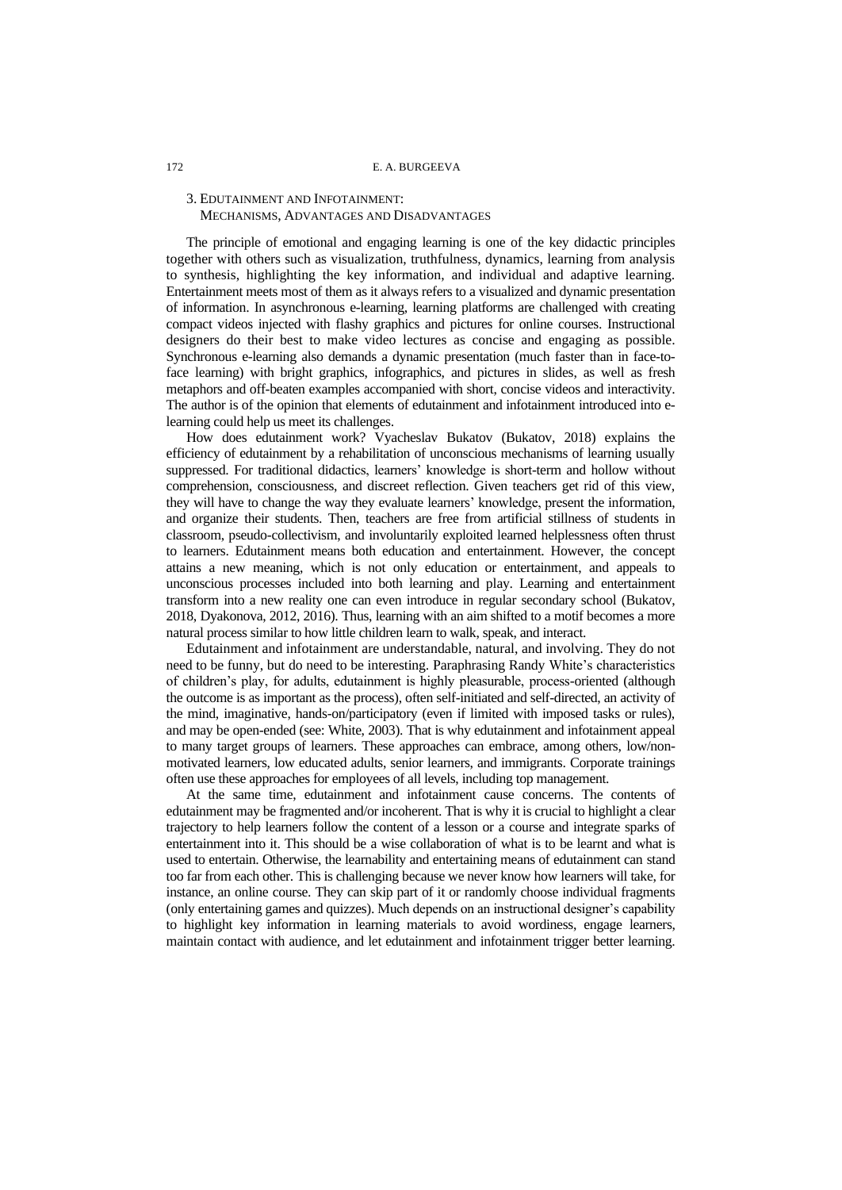## 3. Edutainment and Infotainment: Mechanisms, Advantages and Disadvantages

The principle of emotional and engaging learning is one of the key didactic principles together with others such as visualization, truthfulness, dynamics, learning from analysis to synthesis, highlighting the key information, and individual and adaptive learning. Entertainment meets most of them as it always refers to a visualized and dynamic presentation of information. In asynchronous e-learning, learning platforms are challenged with creating compact videos injected with flashy graphics and pictures for online courses. Instructional designers do their best to make video lectures as concise and engaging as possible. Synchronous e-learning also demands a dynamic presentation (much faster than in face-to-face learning) with bright graphics, infographics, and pictures in slides, as well as fresh metaphors and off-beaten examples accompanied with short, concise videos and interactivity. The author is of the opinion that elements of edutainment and infotainment introduced into e-learning could help us meet its challenges.

How does edutainment work? Vyacheslav Bukatov (Bukatov, 2018) explains the efficiency of edutainment by a rehabilitation of unconscious mechanisms of learning usually suppressed. For traditional didactics, learners' knowledge is short-term and hollow without comprehension, consciousness, and discreet reflection. Given teachers get rid of this view, they will have to change the way they evaluate learners' knowledge, present the information, and organize their students. Then, teachers are free from artificial stillness of students in classroom, pseudo-collectivism, and involuntarily exploited learned helplessness often thrust to learners. Edutainment means both education and entertainment. However, the concept attains a new meaning, which is not only education or entertainment, and appeals to unconscious processes included into both learning and play. Learning and entertainment transform into a new reality one can even introduce in regular secondary school (Bukatov, 2018, Dyakonova, 2012, 2016). Thus, learning with an aim shifted to a motif becomes a more natural process similar to how little children learn to walk, speak, and interact.

Edutainment and infotainment are understandable, natural, and involving. They do not need to be funny, but do need to be interesting. Paraphrasing Randy White's characteristics of children's play, for adults, edutainment is highly pleasurable, process-oriented (although the outcome is as important as the process), often self-initiated and self-directed, an activity of the mind, imaginative, hands-on/participatory (even if limited with imposed tasks or rules), and may be open-ended (see: White, 2003). That is why edutainment and infotainment appeal to many target groups of learners. These approaches can embrace, among others, low/non-motivated learners, low educated adults, senior learners, and immigrants. Corporate trainings often use these approaches for employees of all levels, including top management.

At the same time, edutainment and infotainment cause concerns. The contents of edutainment may be fragmented and/or incoherent. That is why it is crucial to highlight a clear trajectory to help learners follow the content of a lesson or a course and integrate sparks of entertainment into it. This should be a wise collaboration of what is to be learnt and what is used to entertain. Otherwise, the learnability and entertaining means of edutainment can stand too far from each other. This is challenging because we never know how learners will take, for instance, an online course. They can skip part of it or randomly choose individual fragments (only entertaining games and quizzes). Much depends on an instructional designer's capability to highlight key information in learning materials to avoid wordiness, engage learners, maintain contact with audience, and let edutainment and infotainment trigger better learning.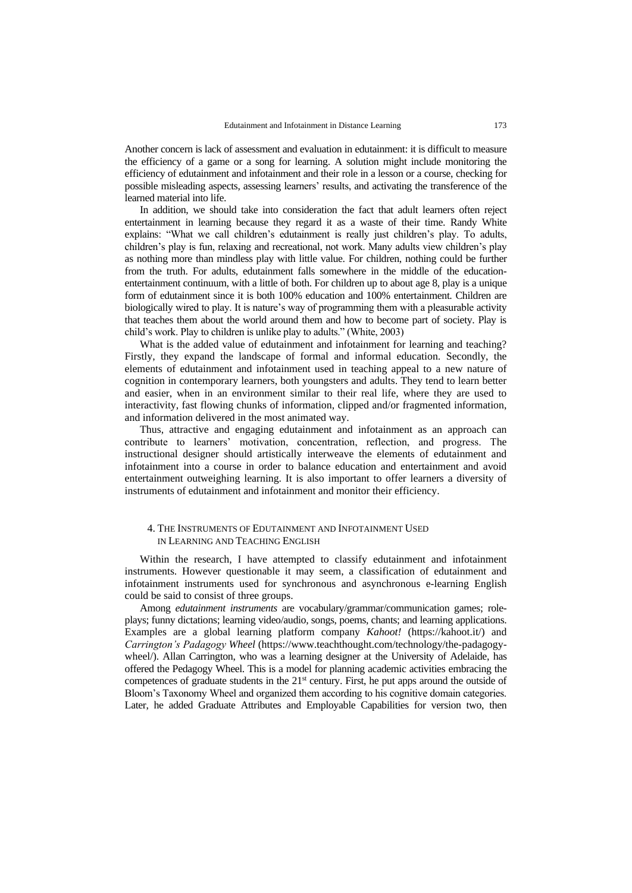Another concern is lack of assessment and evaluation in edutainment: it is difficult to measure the efficiency of a game or a song for learning. A solution might include monitoring the efficiency of edutainment and infotainment and their role in a lesson or a course, checking for possible misleading aspects, assessing learners' results, and activating the transference of the learned material into life.

In addition, we should take into consideration the fact that adult learners often reject entertainment in learning because they regard it as a waste of their time. Randy White explains: "What we call children's edutainment is really just children's play. To adults, children's play is fun, relaxing and recreational, not work. Many adults view children's play as nothing more than mindless play with little value. For children, nothing could be further from the truth. For adults, edutainment falls somewhere in the middle of the education-entertainment continuum, with a little of both. For children up to about age 8, play is a unique form of edutainment since it is both 100% education and 100% entertainment. Children are biologically wired to play. It is nature's way of programming them with a pleasurable activity that teaches them about the world around them and how to become part of society. Play is child's work. Play to children is unlike play to adults." (White, 2003)

What is the added value of edutainment and infotainment for learning and teaching? Firstly, they expand the landscape of formal and informal education. Secondly, the elements of edutainment and infotainment used in teaching appeal to a new nature of cognition in contemporary learners, both youngsters and adults. They tend to learn better and easier, when in an environment similar to their real life, where they are used to interactivity, fast flowing chunks of information, clipped and/or fragmented information, and information delivered in the most animated way.

Thus, attractive and engaging edutainment and infotainment as an approach can contribute to learners' motivation, concentration, reflection, and progress. The instructional designer should artistically interweave the elements of edutainment and infotainment into a course in order to balance education and entertainment and avoid entertainment outweighing learning. It is also important to offer learners a diversity of instruments of edutainment and infotainment and monitor their efficiency.

## 4. The Instruments of Edutainment and Infotainment Used in Learning and Teaching English

Within the research, I have attempted to classify edutainment and infotainment instruments. However questionable it may seem, a classification of edutainment and infotainment instruments used for synchronous and asynchronous e-learning English could be said to consist of three groups.

Among *edutainment instruments* are vocabulary/grammar/communication games; role-plays; funny dictations; learning video/audio, songs, poems, chants; and learning applications. Examples are a global learning platform company *Kahoot!* (https://kahoot.it/) and *Carrington's Padagogy Wheel* (https://www.teachthought.com/technology/the-padagogy-wheel/). Allan Carrington, who was a learning designer at the University of Adelaide, has offered the Pedagogy Wheel. This is a model for planning academic activities embracing the competences of graduate students in the 21st century. First, he put apps around the outside of Bloom's Taxonomy Wheel and organized them according to his cognitive domain categories. Later, he added Graduate Attributes and Employable Capabilities for version two, then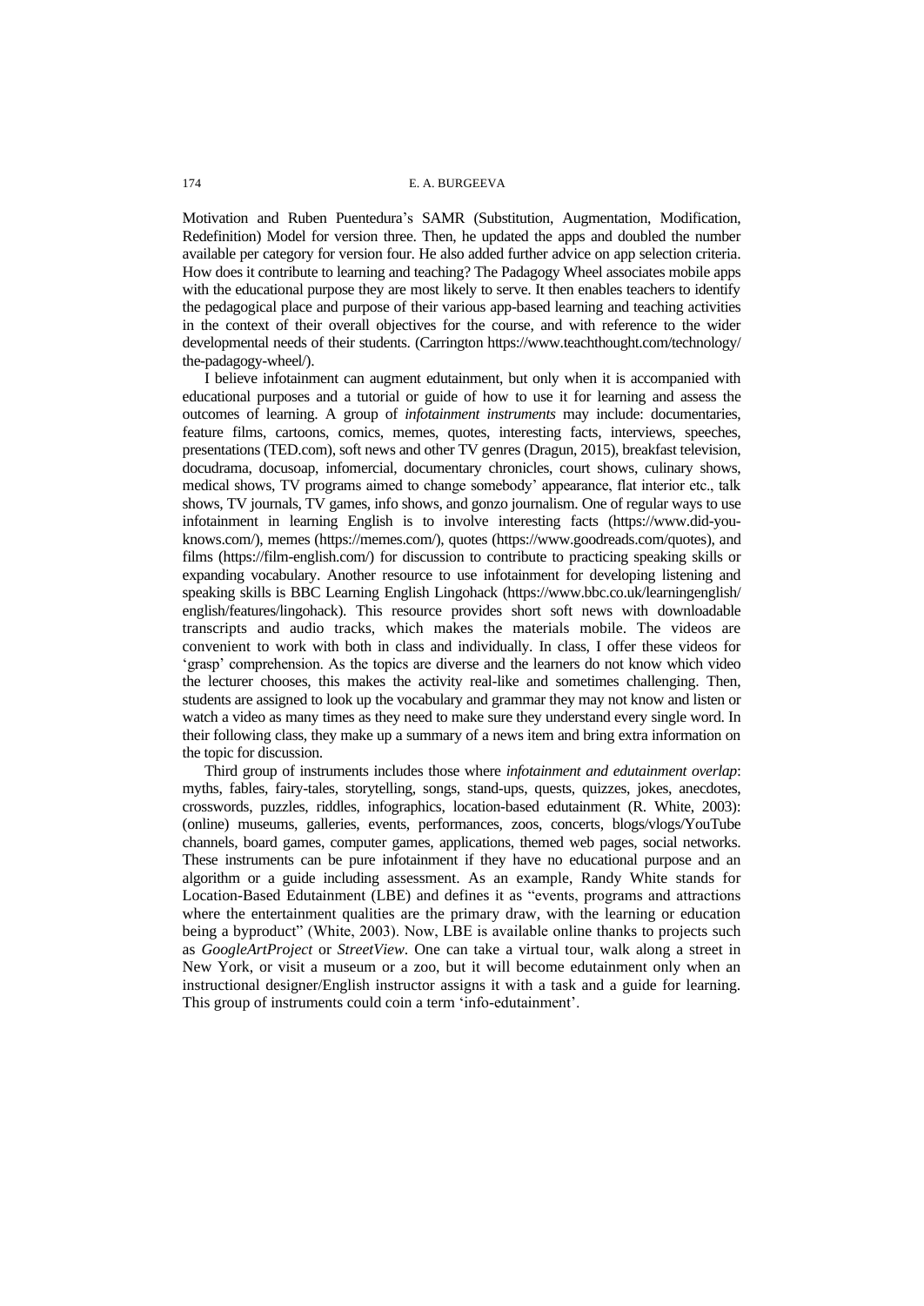Motivation and Ruben Puentedura's SAMR (Substitution, Augmentation, Modification, Redefinition) Model for version three. Then, he updated the apps and doubled the number available per category for version four. He also added further advice on app selection criteria. How does it contribute to learning and teaching? The Padagogy Wheel associates mobile apps with the educational purpose they are most likely to serve. It then enables teachers to identify the pedagogical place and purpose of their various app-based learning and teaching activities in the context of their overall objectives for the course, and with reference to the wider developmental needs of their students. (Carrington https://www.teachthought.com/technology/the-padagogy-wheel/).

I believe infotainment can augment edutainment, but only when it is accompanied with educational purposes and a tutorial or guide of how to use it for learning and assess the outcomes of learning. A group of *infotainment instruments* may include: documentaries, feature films, cartoons, comics, memes, quotes, interesting facts, interviews, speeches, presentations (TED.com), soft news and other TV genres (Dragun, 2015), breakfast television, docudrama, docusoap, infomercial, documentary chronicles, court shows, culinary shows, medical shows, TV programs aimed to change somebody' appearance, flat interior etc., talk shows, TV journals, TV games, info shows, and gonzo journalism. One of regular ways to use infotainment in learning English is to involve interesting facts (https://www.did-you-knows.com/), memes (https://memes.com/), quotes (https://www.goodreads.com/quotes), and films (https://film-english.com/) for discussion to contribute to practicing speaking skills or expanding vocabulary. Another resource to use infotainment for developing listening and speaking skills is BBC Learning English Lingohack (https://www.bbc.co.uk/learningenglish/english/features/lingohack). This resource provides short soft news with downloadable transcripts and audio tracks, which makes the materials mobile. The videos are convenient to work with both in class and individually. In class, I offer these videos for 'grasp' comprehension. As the topics are diverse and the learners do not know which video the lecturer chooses, this makes the activity real-like and sometimes challenging. Then, students are assigned to look up the vocabulary and grammar they may not know and listen or watch a video as many times as they need to make sure they understand every single word. In their following class, they make up a summary of a news item and bring extra information on the topic for discussion.

Third group of instruments includes those where *infotainment and edutainment overlap*: myths, fables, fairy-tales, storytelling, songs, stand-ups, quests, quizzes, jokes, anecdotes, crosswords, puzzles, riddles, infographics, location-based edutainment (R. White, 2003): (online) museums, galleries, events, performances, zoos, concerts, blogs/vlogs/YouTube channels, board games, computer games, applications, themed web pages, social networks. These instruments can be pure infotainment if they have no educational purpose and an algorithm or a guide including assessment. As an example, Randy White stands for Location-Based Edutainment (LBE) and defines it as "events, programs and attractions where the entertainment qualities are the primary draw, with the learning or education being a byproduct" (White, 2003). Now, LBE is available online thanks to projects such as *GoogleArtProject* or *StreetView*. One can take a virtual tour, walk along a street in New York, or visit a museum or a zoo, but it will become edutainment only when an instructional designer/English instructor assigns it with a task and a guide for learning. This group of instruments could coin a term 'info-edutainment'.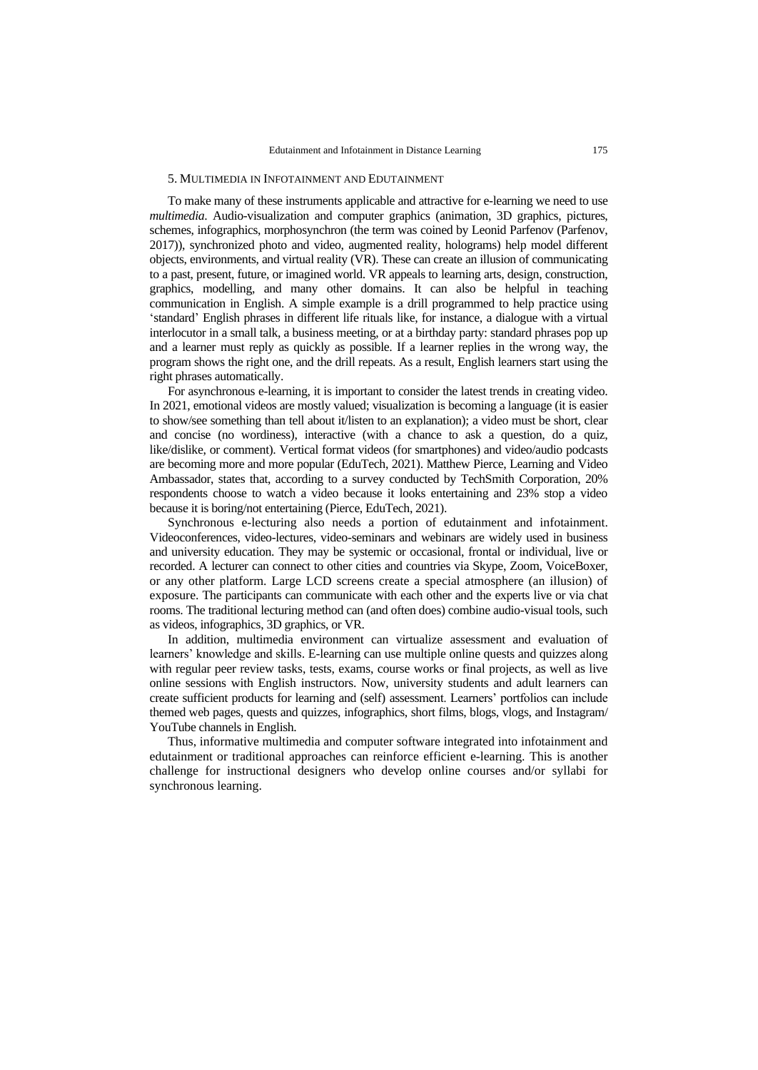## 5. Multimedia in Infotainment and Edutainment

To make many of these instruments applicable and attractive for e-learning we need to use *multimedia*. Audio-visualization and computer graphics (animation, 3D graphics, pictures, schemes, infographics, morphosynchron (the term was coined by Leonid Parfenov (Parfenov, 2017)), synchronized photo and video, augmented reality, holograms) help model different objects, environments, and virtual reality (VR). These can create an illusion of communicating to a past, present, future, or imagined world. VR appeals to learning arts, design, construction, graphics, modelling, and many other domains. It can also be helpful in teaching communication in English. A simple example is a drill programmed to help practice using 'standard' English phrases in different life rituals like, for instance, a dialogue with a virtual interlocutor in a small talk, a business meeting, or at a birthday party: standard phrases pop up and a learner must reply as quickly as possible. If a learner replies in the wrong way, the program shows the right one, and the drill repeats. As a result, English learners start using the right phrases automatically.

For asynchronous e-learning, it is important to consider the latest trends in creating video. In 2021, emotional videos are mostly valued; visualization is becoming a language (it is easier to show/see something than tell about it/listen to an explanation); a video must be short, clear and concise (no wordiness), interactive (with a chance to ask a question, do a quiz, like/dislike, or comment). Vertical format videos (for smartphones) and video/audio podcasts are becoming more and more popular (EduTech, 2021). Matthew Pierce, Learning and Video Ambassador, states that, according to a survey conducted by TechSmith Corporation, 20% respondents choose to watch a video because it looks entertaining and 23% stop a video because it is boring/not entertaining (Pierce, EduTech, 2021).

Synchronous e-lecturing also needs a portion of edutainment and infotainment. Videoconferences, video-lectures, video-seminars and webinars are widely used in business and university education. They may be systemic or occasional, frontal or individual, live or recorded. A lecturer can connect to other cities and countries via Skype, Zoom, VoiceBoxer, or any other platform. Large LCD screens create a special atmosphere (an illusion) of exposure. The participants can communicate with each other and the experts live or via chat rooms. The traditional lecturing method can (and often does) combine audio-visual tools, such as videos, infographics, 3D graphics, or VR.

In addition, multimedia environment can virtualize assessment and evaluation of learners' knowledge and skills. E-learning can use multiple online quests and quizzes along with regular peer review tasks, tests, exams, course works or final projects, as well as live online sessions with English instructors. Now, university students and adult learners can create sufficient products for learning and (self) assessment. Learners' portfolios can include themed web pages, quests and quizzes, infographics, short films, blogs, vlogs, and Instagram/ YouTube channels in English.

Thus, informative multimedia and computer software integrated into infotainment and edutainment or traditional approaches can reinforce efficient e-learning. This is another challenge for instructional designers who develop online courses and/or syllabi for synchronous learning.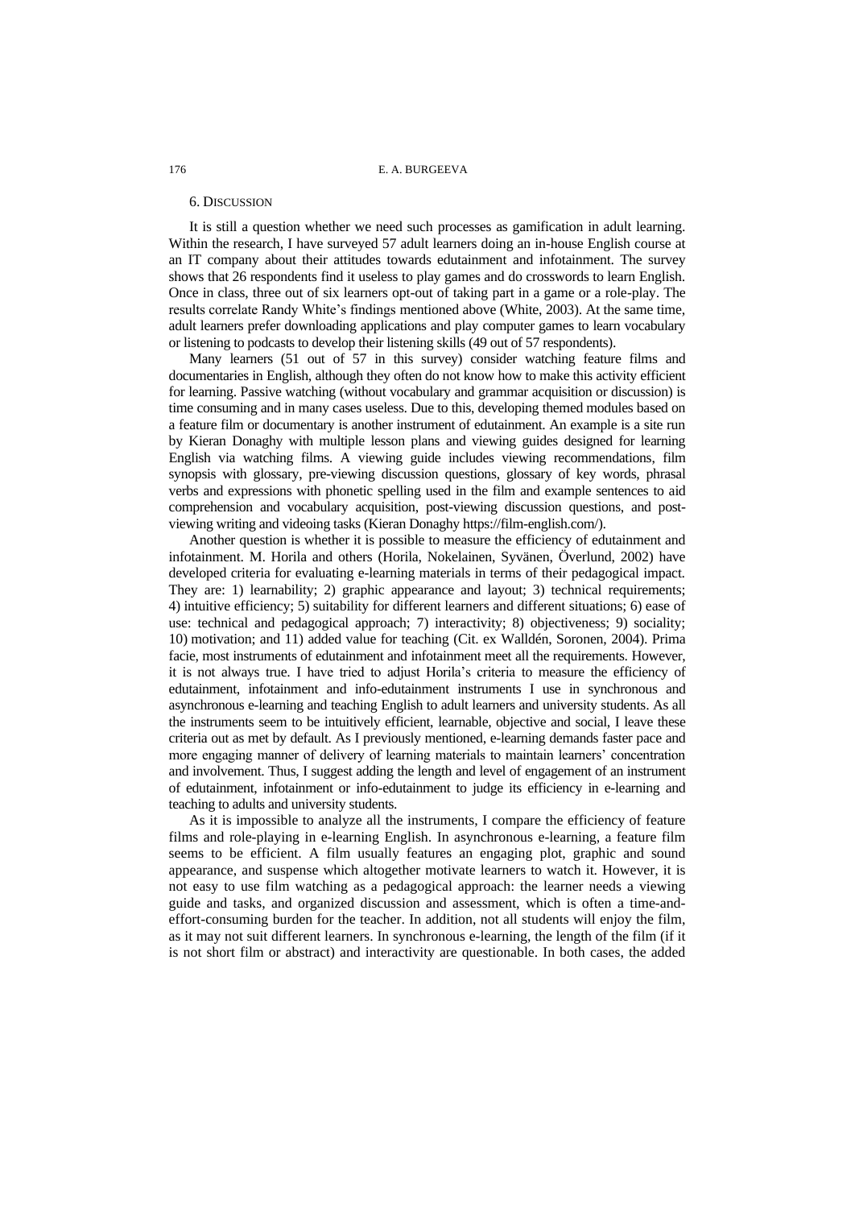## 6. Discussion

It is still a question whether we need such processes as gamification in adult learning. Within the research, I have surveyed 57 adult learners doing an in-house English course at an IT company about their attitudes towards edutainment and infotainment. The survey shows that 26 respondents find it useless to play games and do crosswords to learn English. Once in class, three out of six learners opt-out of taking part in a game or a role-play. The results correlate Randy White's findings mentioned above (White, 2003). At the same time, adult learners prefer downloading applications and play computer games to learn vocabulary or listening to podcasts to develop their listening skills (49 out of 57 respondents).

Many learners (51 out of 57 in this survey) consider watching feature films and documentaries in English, although they often do not know how to make this activity efficient for learning. Passive watching (without vocabulary and grammar acquisition or discussion) is time consuming and in many cases useless. Due to this, developing themed modules based on a feature film or documentary is another instrument of edutainment. An example is a site run by Kieran Donaghy with multiple lesson plans and viewing guides designed for learning English via watching films. A viewing guide includes viewing recommendations, film synopsis with glossary, pre-viewing discussion questions, glossary of key words, phrasal verbs and expressions with phonetic spelling used in the film and example sentences to aid comprehension and vocabulary acquisition, post-viewing discussion questions, and post-viewing writing and videoing tasks (Kieran Donaghy https://film-english.com/).

Another question is whether it is possible to measure the efficiency of edutainment and infotainment. M. Horila and others (Horila, Nokelainen, Syvänen, Överlund, 2002) have developed criteria for evaluating e-learning materials in terms of their pedagogical impact. They are: 1) learnability; 2) graphic appearance and layout; 3) technical requirements; 4) intuitive efficiency; 5) suitability for different learners and different situations; 6) ease of use: technical and pedagogical approach; 7) interactivity; 8) objectiveness; 9) sociality; 10) motivation; and 11) added value for teaching (Cit. ex Walldén, Soronen, 2004). Prima facie, most instruments of edutainment and infotainment meet all the requirements. However, it is not always true. I have tried to adjust Horila's criteria to measure the efficiency of edutainment, infotainment and info-edutainment instruments I use in synchronous and asynchronous e-learning and teaching English to adult learners and university students. As all the instruments seem to be intuitively efficient, learnable, objective and social, I leave these criteria out as met by default. As I previously mentioned, e-learning demands faster pace and more engaging manner of delivery of learning materials to maintain learners' concentration and involvement. Thus, I suggest adding the length and level of engagement of an instrument of edutainment, infotainment or info-edutainment to judge its efficiency in e-learning and teaching to adults and university students.

As it is impossible to analyze all the instruments, I compare the efficiency of feature films and role-playing in e-learning English. In asynchronous e-learning, a feature film seems to be efficient. A film usually features an engaging plot, graphic and sound appearance, and suspense which altogether motivate learners to watch it. However, it is not easy to use film watching as a pedagogical approach: the learner needs a viewing guide and tasks, and organized discussion and assessment, which is often a time-and-effort-consuming burden for the teacher. In addition, not all students will enjoy the film, as it may not suit different learners. In synchronous e-learning, the length of the film (if it is not short film or abstract) and interactivity are questionable. In both cases, the added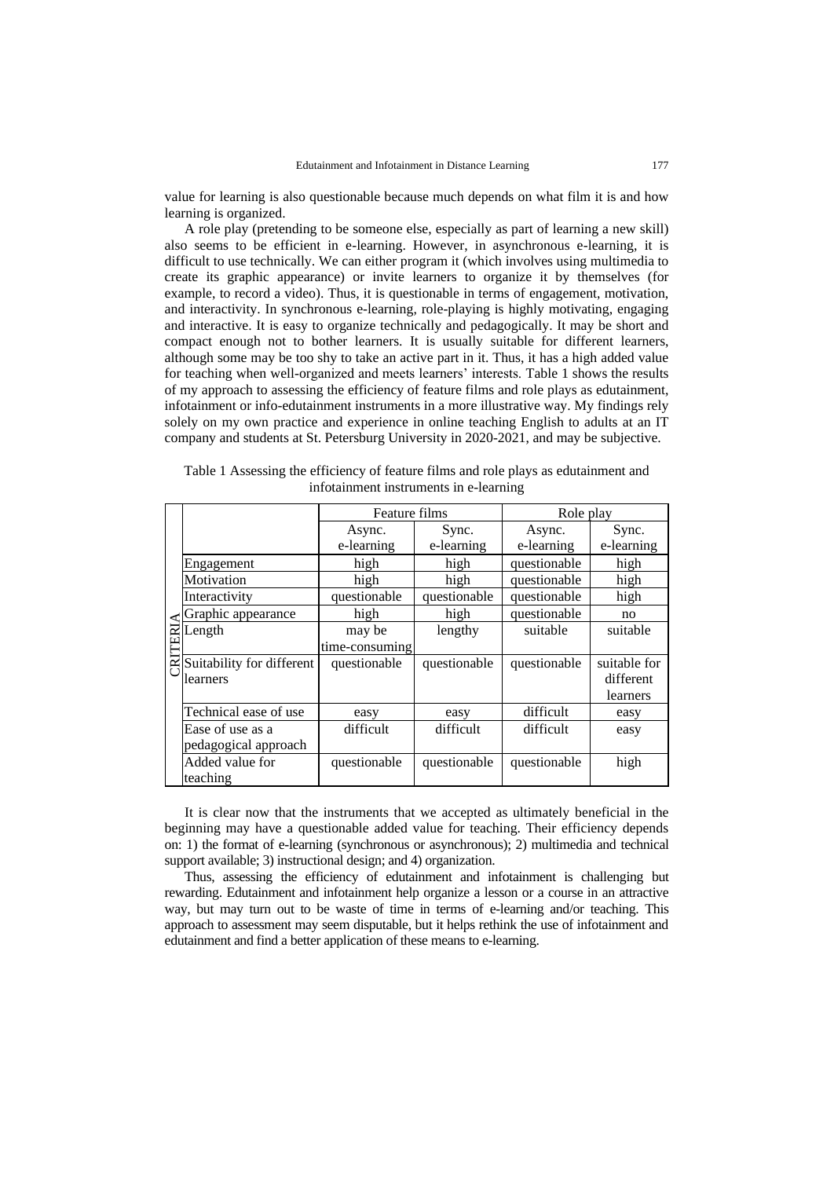value for learning is also questionable because much depends on what film it is and how learning is organized.

A role play (pretending to be someone else, especially as part of learning a new skill) also seems to be efficient in e-learning. However, in asynchronous e-learning, it is difficult to use technically. We can either program it (which involves using multimedia to create its graphic appearance) or invite learners to organize it by themselves (for example, to record a video). Thus, it is questionable in terms of engagement, motivation, and interactivity. In synchronous e-learning, role-playing is highly motivating, engaging and interactive. It is easy to organize technically and pedagogically. It may be short and compact enough not to bother learners. It is usually suitable for different learners, although some may be too shy to take an active part in it. Thus, it has a high added value for teaching when well-organized and meets learners' interests. Table 1 shows the results of my approach to assessing the efficiency of feature films and role plays as edutainment, infotainment or info-edutainment instruments in a more illustrative way. My findings rely solely on my own practice and experience in online teaching English to adults at an IT company and students at St. Petersburg University in 2020-2021, and may be subjective.

Table 1 Assessing the efficiency of feature films and role plays as edutainment and infotainment instruments in e-learning

| | | Feature films | | Role play | |
|---|---|---|---|---|---|
| | | Async. e-learning | Sync. e-learning | Async. e-learning | Sync. e-learning |
| CRITERIA | Engagement | high | high | questionable | high |
| | Motivation | high | high | questionable | high |
| | Interactivity | questionable | questionable | questionable | high |
| | Graphic appearance | high | high | questionable | no |
| | Length | may be time-consuming | lengthy | suitable | suitable |
| | Suitability for different learners | questionable | questionable | questionable | suitable for different learners |
| | Technical ease of use | easy | easy | difficult | easy |
| | Ease of use as a pedagogical approach | difficult | difficult | difficult | easy |
| | Added value for teaching | questionable | questionable | questionable | high |

It is clear now that the instruments that we accepted as ultimately beneficial in the beginning may have a questionable added value for teaching. Their efficiency depends on: 1) the format of e-learning (synchronous or asynchronous); 2) multimedia and technical support available; 3) instructional design; and 4) organization.

Thus, assessing the efficiency of edutainment and infotainment is challenging but rewarding. Edutainment and infotainment help organize a lesson or a course in an attractive way, but may turn out to be waste of time in terms of e-learning and/or teaching. This approach to assessment may seem disputable, but it helps rethink the use of infotainment and edutainment and find a better application of these means to e-learning.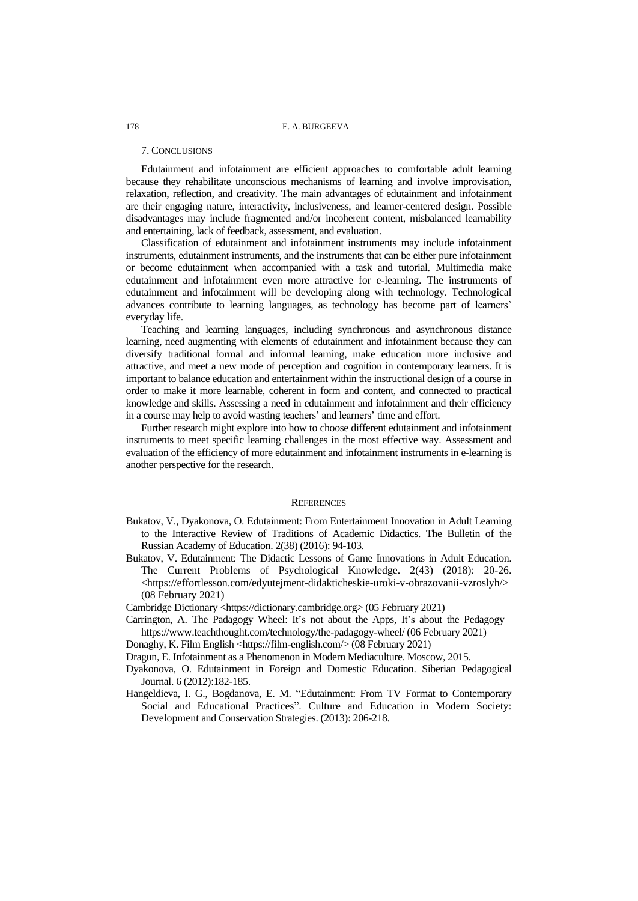## 7. Conclusions

Edutainment and infotainment are efficient approaches to comfortable adult learning because they rehabilitate unconscious mechanisms of learning and involve improvisation, relaxation, reflection, and creativity. The main advantages of edutainment and infotainment are their engaging nature, interactivity, inclusiveness, and learner-centered design. Possible disadvantages may include fragmented and/or incoherent content, misbalanced learnability and entertaining, lack of feedback, assessment, and evaluation.

Classification of edutainment and infotainment instruments may include infotainment instruments, edutainment instruments, and the instruments that can be either pure infotainment or become edutainment when accompanied with a task and tutorial. Multimedia make edutainment and infotainment even more attractive for e-learning. The instruments of edutainment and infotainment will be developing along with technology. Technological advances contribute to learning languages, as technology has become part of learners' everyday life.

Teaching and learning languages, including synchronous and asynchronous distance learning, need augmenting with elements of edutainment and infotainment because they can diversify traditional formal and informal learning, make education more inclusive and attractive, and meet a new mode of perception and cognition in contemporary learners. It is important to balance education and entertainment within the instructional design of a course in order to make it more learnable, coherent in form and content, and connected to practical knowledge and skills. Assessing a need in edutainment and infotainment and their efficiency in a course may help to avoid wasting teachers' and learners' time and effort.

Further research might explore into how to choose different edutainment and infotainment instruments to meet specific learning challenges in the most effective way. Assessment and evaluation of the efficiency of more edutainment and infotainment instruments in e-learning is another perspective for the research.

## References

Bukatov, V., Dyakonova, O. Edutainment: From Entertainment Innovation in Adult Learning to the Interactive Review of Traditions of Academic Didactics. The Bulletin of the Russian Academy of Education. 2(38) (2016): 94-103.

Bukatov, V. Edutainment: The Didactic Lessons of Game Innovations in Adult Education. The Current Problems of Psychological Knowledge. 2(43) (2018): 20-26. <https://effortlesson.com/edyutejment-didakticheskie-uroki-v-obrazovanii-vzroslyh/> (08 February 2021)

Cambridge Dictionary <https://dictionary.cambridge.org> (05 February 2021)

Carrington, A. The Padagogy Wheel: It's not about the Apps, It's about the Pedagogy https://www.teachthought.com/technology/the-padagogy-wheel/ (06 February 2021)

Donaghy, K. Film English <https://film-english.com/> (08 February 2021)

Dragun, E. Infotainment as a Phenomenon in Modern Mediaculture. Moscow, 2015.

Dyakonova, O. Edutainment in Foreign and Domestic Education. Siberian Pedagogical Journal. 6 (2012):182-185.

Hangeldieva, I. G., Bogdanova, E. M. "Edutainment: From TV Format to Contemporary Social and Educational Practices". Culture and Education in Modern Society: Development and Conservation Strategies. (2013): 206-218.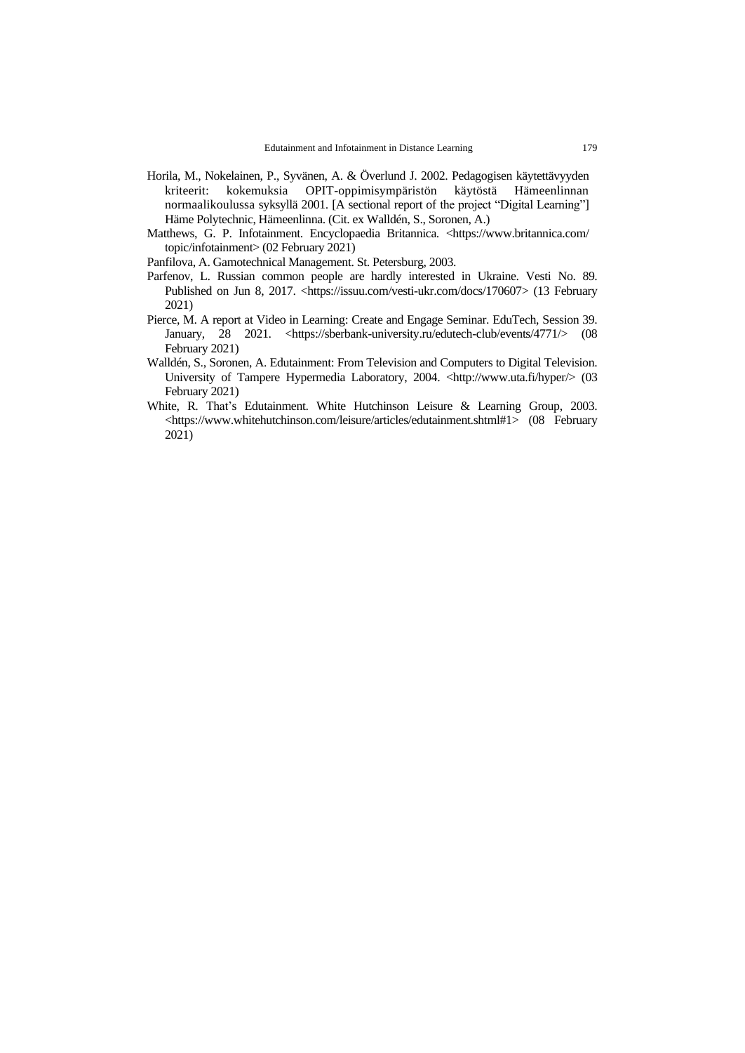Horila, M., Nokelainen, P., Syvänen, A. & Överlund J. 2002. Pedagogisen käytettävyyden kriteerit: kokemuksia OPIT-oppimisympäristön käytöstä Hämeenlinnan normaalikoulussa syksyllä 2001. [A sectional report of the project "Digital Learning"] Häme Polytechnic, Hämeenlinna. (Cit. ex Walldén, S., Soronen, A.)

Matthews, G. P. Infotainment. Encyclopaedia Britannica. <https://www.britannica.com/topic/infotainment> (02 February 2021)

Panfilova, A. Gamotechnical Management. St. Petersburg, 2003.

Parfenov, L. Russian common people are hardly interested in Ukraine. Vesti No. 89. Published on Jun 8, 2017. <https://issuu.com/vesti-ukr.com/docs/170607> (13 February 2021)

Pierce, M. A report at Video in Learning: Create and Engage Seminar. EduTech, Session 39. January, 28 2021. <https://sberbank-university.ru/edutech-club/events/4771/> (08 February 2021)

Walldén, S., Soronen, A. Edutainment: From Television and Computers to Digital Television. University of Tampere Hypermedia Laboratory, 2004. <http://www.uta.fi/hyper/> (03 February 2021)

White, R. That's Edutainment. White Hutchinson Leisure & Learning Group, 2003. <https://www.whitehutchinson.com/leisure/articles/edutainment.shtml#1> (08 February 2021)